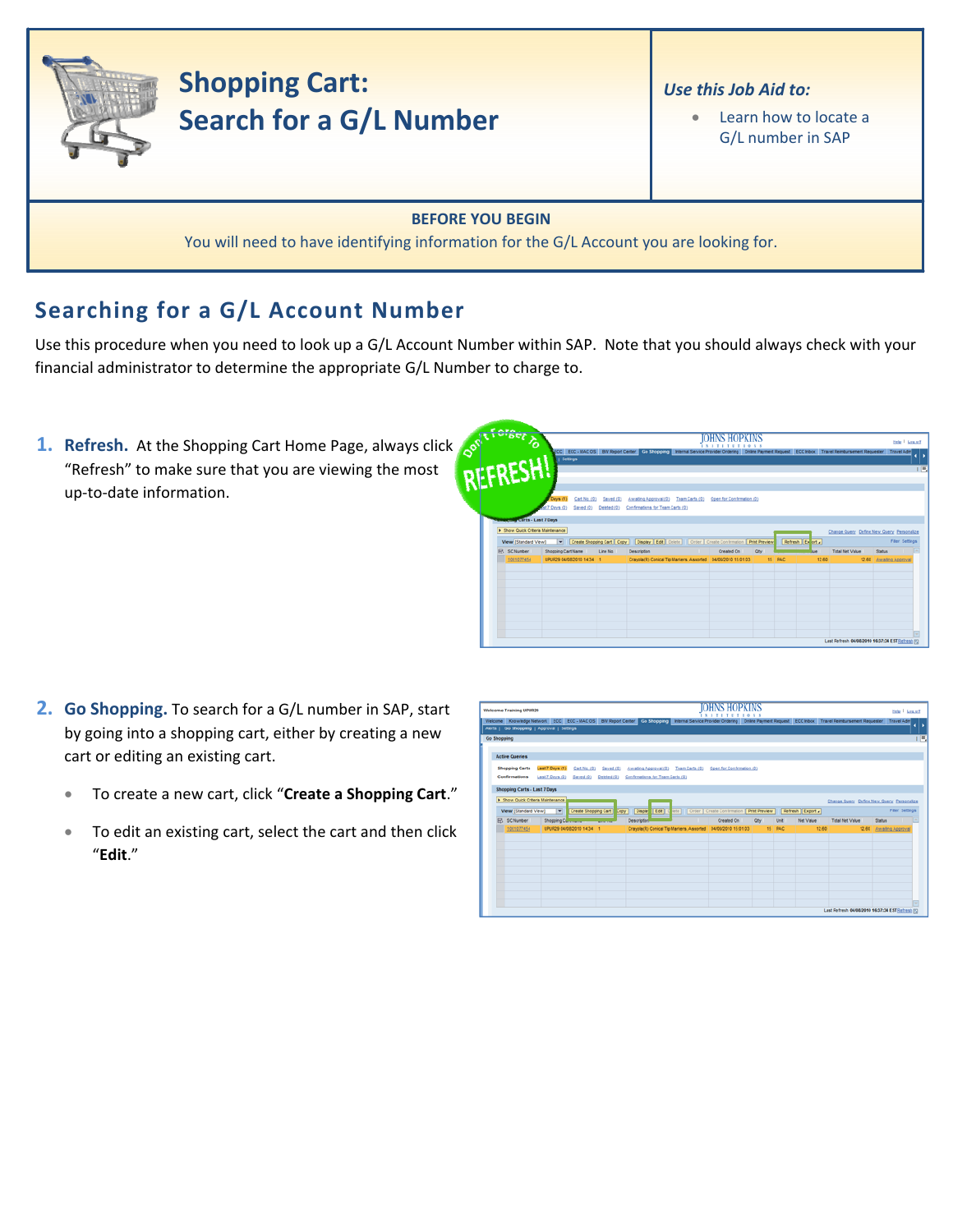# Shopping Cart: Search for a G/L Number

*Use this Job Aid to:*

- Learn how to locate a G/L number in SAP

**BEFORE YOU BEGIN**

You will need to have identifying information for the G/L Account you are looking for.

## Searching for a G/L Account Number

Use this procedure when you need to look up a G/L Account Number within SAP. Note that you should always check with your financial administrator to determine the appropriate G/L Number to charge to.

1. **Refresh.** At the Shopping Cart Home Page, always click "Refresh" to make sure that you are viewing the most up-to-date information.

2. **Go Shopping.** To search for a G/L number in SAP, start by going into a shopping cart, either by creating a new cart or editing an existing cart.

   - To create a new cart, click "**Create a Shopping Cart**."
   - To edit an existing cart, select the cart and then click "**Edit**."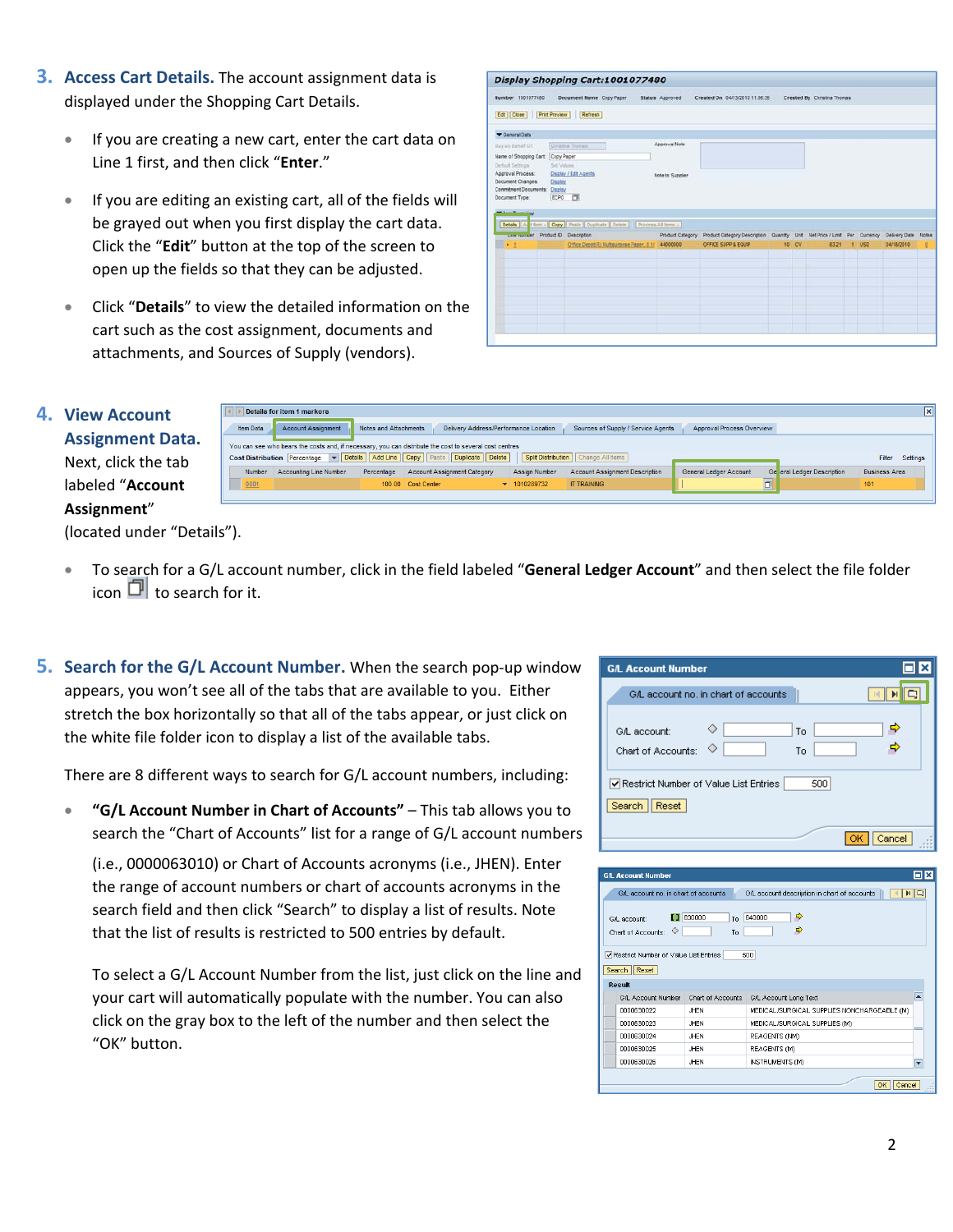3. **Access Cart Details.** The account assignment data is displayed under the Shopping Cart Details.

- If you are creating a new cart, enter the cart data on Line 1 first, and then click "**Enter**."
- If you are editing an existing cart, all of the fields will be grayed out when you first display the cart data. Click the "**Edit**" button at the top of the screen to open up the fields so that they can be adjusted.
- Click "**Details**" to view the detailed information on the cart such as the cost assignment, documents and attachments, and Sources of Supply (vendors).

4. **View Account Assignment Data.** Next, click the tab labeled "**Account Assignment**" (located under "Details").

- To search for a G/L account number, click in the field labeled "**General Ledger Account**" and then select the file folder icon to search for it.

5. **Search for the G/L Account Number.** When the search pop-up window appears, you won't see all of the tabs that are available to you. Either stretch the box horizontally so that all of the tabs appear, or just click on the white file folder icon to display a list of the available tabs.

There are 8 different ways to search for G/L account numbers, including:

- **"G/L Account Number in Chart of Accounts"** – This tab allows you to search the "Chart of Accounts" list for a range of G/L account numbers (i.e., 0000063010) or Chart of Accounts acronyms (i.e., JHEN). Enter the range of account numbers or chart of accounts acronyms in the search field and then click "Search" to display a list of results. Note that the list of results is restricted to 500 entries by default.

  To select a G/L Account Number from the list, just click on the line and your cart will automatically populate with the number. You can also click on the gray box to the left of the number and then select the "OK" button.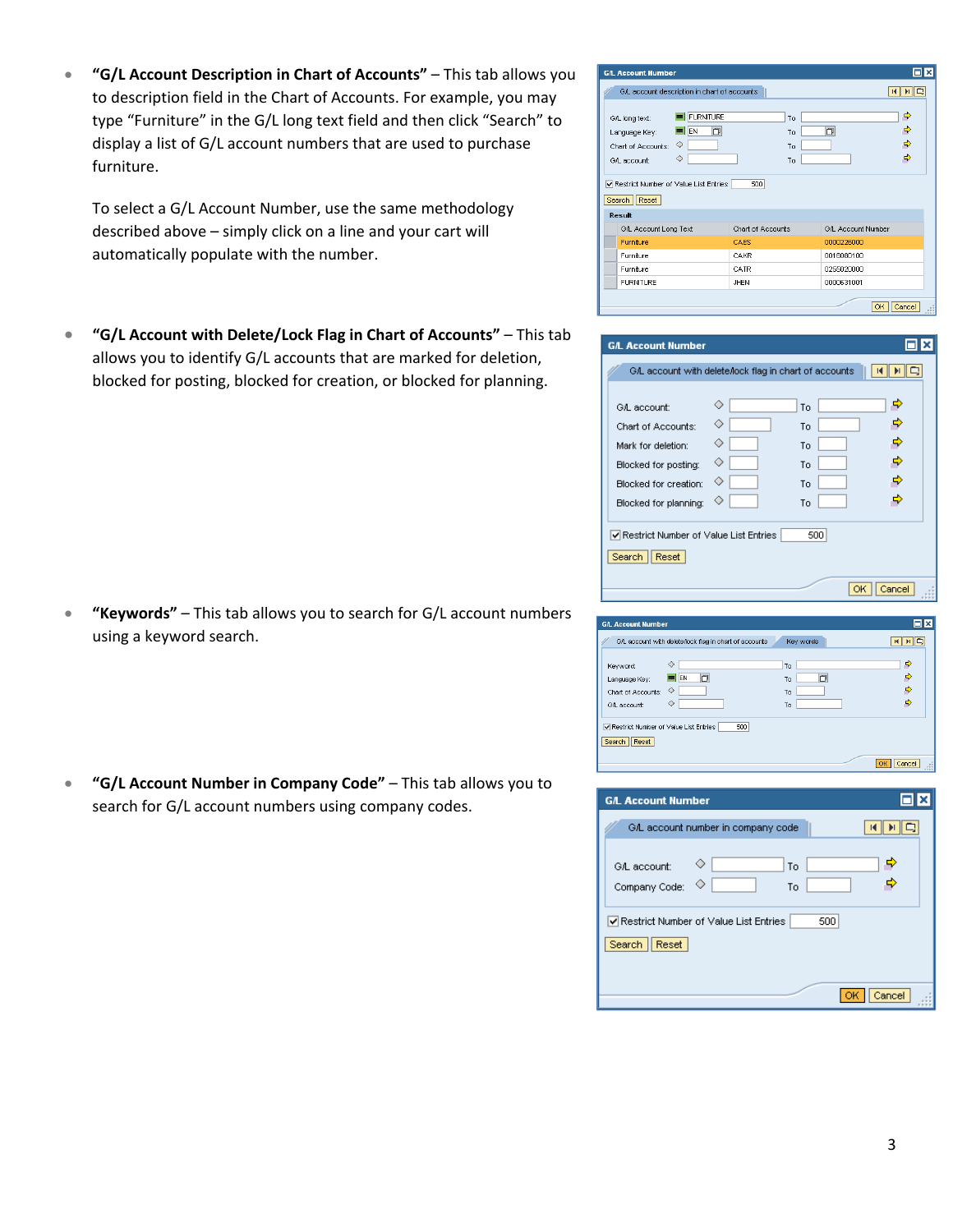- **"G/L Account Description in Chart of Accounts"** – This tab allows you to description field in the Chart of Accounts. For example, you may type "Furniture" in the G/L long text field and then click "Search" to display a list of G/L account numbers that are used to purchase furniture.

  To select a G/L Account Number, use the same methodology described above – simply click on a line and your cart will automatically populate with the number.

- **"G/L Account with Delete/Lock Flag in Chart of Accounts"** – This tab allows you to identify G/L accounts that are marked for deletion, blocked for posting, blocked for creation, or blocked for planning.

- **"Keywords"** – This tab allows you to search for G/L account numbers using a keyword search.

- **"G/L Account Number in Company Code"** – This tab allows you to search for G/L account numbers using company codes.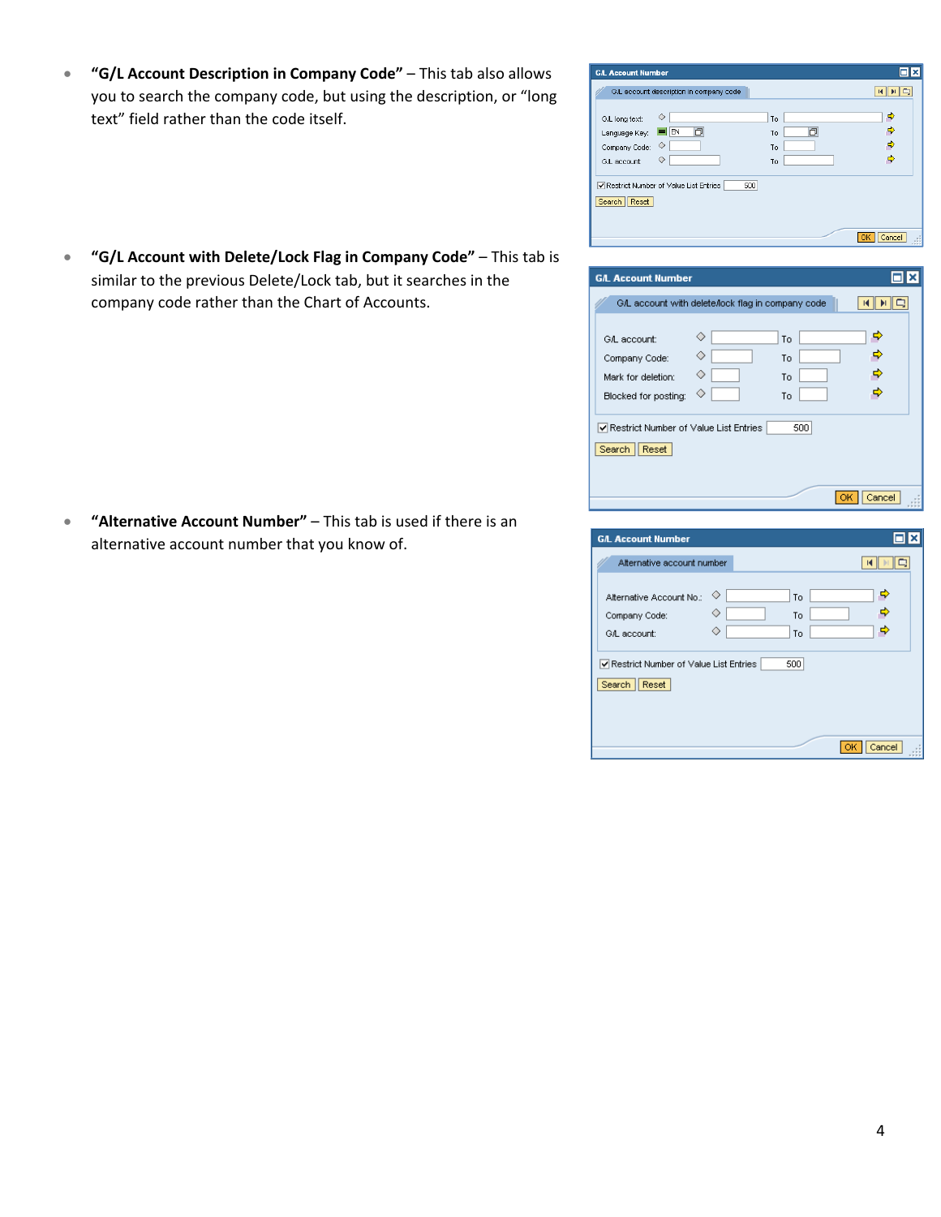- **"G/L Account Description in Company Code"** – This tab also allows you to search the company code, but using the description, or "long text" field rather than the code itself.

- **"G/L Account with Delete/Lock Flag in Company Code"** – This tab is similar to the previous Delete/Lock tab, but it searches in the company code rather than the Chart of Accounts.

- **"Alternative Account Number"** – This tab is used if there is an alternative account number that you know of.